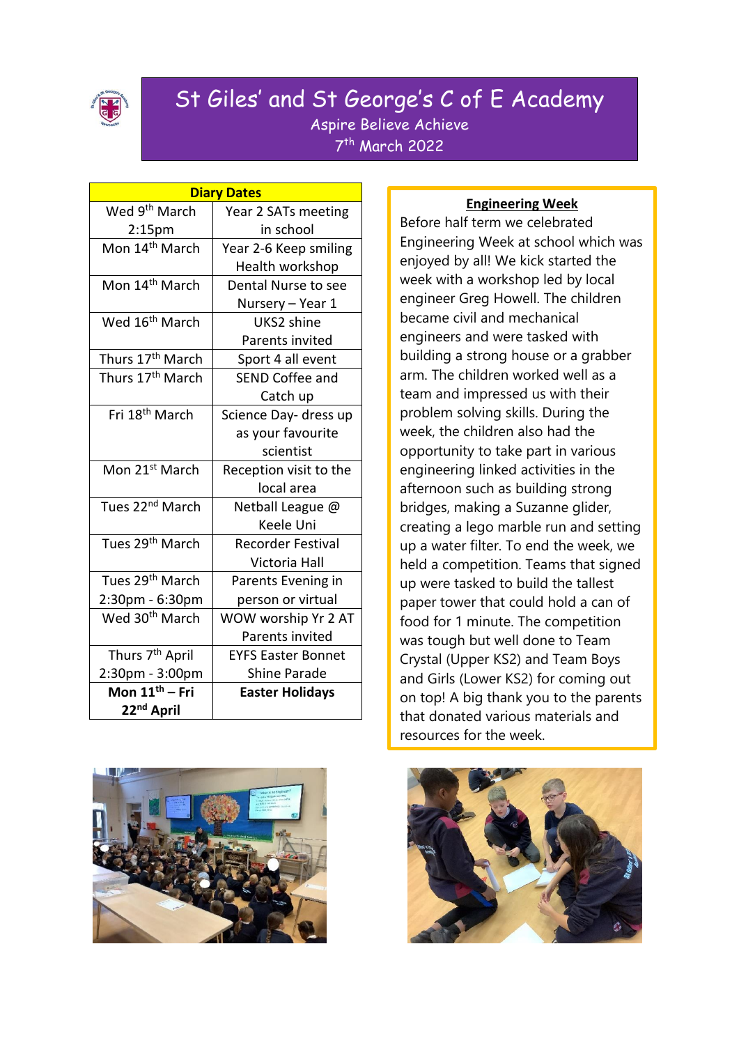# St Giles' and St George's C of E Academy

Aspire Believe Achieve

7th March 2022

| Diary Dates | |
|---|---|
| Wed 9th March 2:15pm | Year 2 SATs meeting in school |
| Mon 14th March | Year 2-6 Keep smiling Health workshop |
| Mon 14th March | Dental Nurse to see Nursery – Year 1 |
| Wed 16th March | UKS2 shine Parents invited |
| Thurs 17th March | Sport 4 all event |
| Thurs 17th March | SEND Coffee and Catch up |
| Fri 18th March | Science Day- dress up as your favourite scientist |
| Mon 21st March | Reception visit to the local area |
| Tues 22nd March | Netball League @ Keele Uni |
| Tues 29th March | Recorder Festival Victoria Hall |
| Tues 29th March 2:30pm - 6:30pm | Parents Evening in person or virtual |
| Wed 30th March | WOW worship Yr 2 AT Parents invited |
| Thurs 7th April 2:30pm - 3:00pm | EYFS Easter Bonnet Shine Parade |
| **Mon 11th – Fri 22nd April** | **Easter Holidays** |

## Engineering Week

Before half term we celebrated Engineering Week at school which was enjoyed by all! We kick started the week with a workshop led by local engineer Greg Howell. The children became civil and mechanical engineers and were tasked with building a strong house or a grabber arm. The children worked well as a team and impressed us with their problem solving skills. During the week, the children also had the opportunity to take part in various engineering linked activities in the afternoon such as building strong bridges, making a Suzanne glider, creating a lego marble run and setting up a water filter. To end the week, we held a competition. Teams that signed up were tasked to build the tallest paper tower that could hold a can of food for 1 minute. The competition was tough but well done to Team Crystal (Upper KS2) and Team Boys and Girls (Lower KS2) for coming out on top! A big thank you to the parents that donated various materials and resources for the week.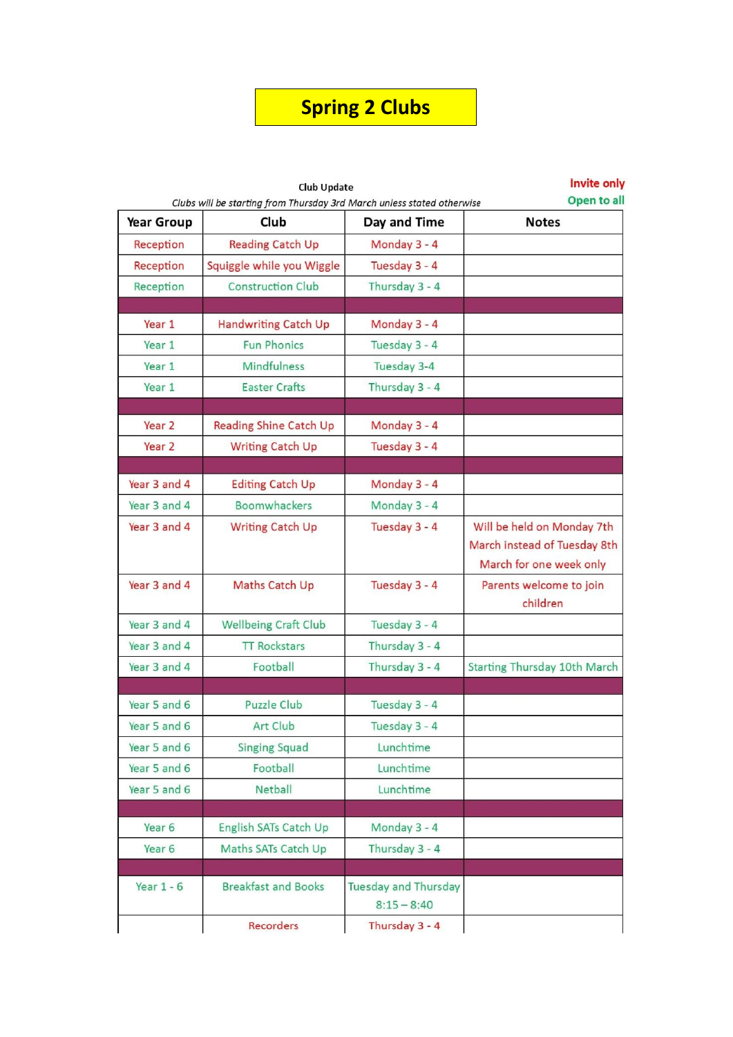# Spring 2 Clubs

Club Update

*Clubs will be starting from Thursday 3rd March unless stated otherwise*

**Invite only**
**Open to all**

| Year Group | Club | Day and Time | Notes |
|---|---|---|---|
| Reception | Reading Catch Up | Monday 3 - 4 | |
| Reception | Squiggle while you Wiggle | Tuesday 3 - 4 | |
| Reception | Construction Club | Thursday 3 - 4 | |
| | | | |
| Year 1 | Handwriting Catch Up | Monday 3 - 4 | |
| Year 1 | Fun Phonics | Tuesday 3 - 4 | |
| Year 1 | Mindfulness | Tuesday 3-4 | |
| Year 1 | Easter Crafts | Thursday 3 - 4 | |
| | | | |
| Year 2 | Reading Shine Catch Up | Monday 3 - 4 | |
| Year 2 | Writing Catch Up | Tuesday 3 - 4 | |
| | | | |
| Year 3 and 4 | Editing Catch Up | Monday 3 - 4 | |
| Year 3 and 4 | Boomwhackers | Monday 3 - 4 | |
| Year 3 and 4 | Writing Catch Up | Tuesday 3 - 4 | Will be held on Monday 7th March instead of Tuesday 8th March for one week only |
| Year 3 and 4 | Maths Catch Up | Tuesday 3 - 4 | Parents welcome to join children |
| Year 3 and 4 | Wellbeing Craft Club | Tuesday 3 - 4 | |
| Year 3 and 4 | TT Rockstars | Thursday 3 - 4 | |
| Year 3 and 4 | Football | Thursday 3 - 4 | Starting Thursday 10th March |
| | | | |
| Year 5 and 6 | Puzzle Club | Tuesday 3 - 4 | |
| Year 5 and 6 | Art Club | Tuesday 3 - 4 | |
| Year 5 and 6 | Singing Squad | Lunchtime | |
| Year 5 and 6 | Football | Lunchtime | |
| Year 5 and 6 | Netball | Lunchtime | |
| | | | |
| Year 6 | English SATs Catch Up | Monday 3 - 4 | |
| Year 6 | Maths SATs Catch Up | Thursday 3 - 4 | |
| | | | |
| Year 1 - 6 | Breakfast and Books | Tuesday and Thursday 8:15 – 8:40 | |
| | Recorders | Thursday 3 - 4 | |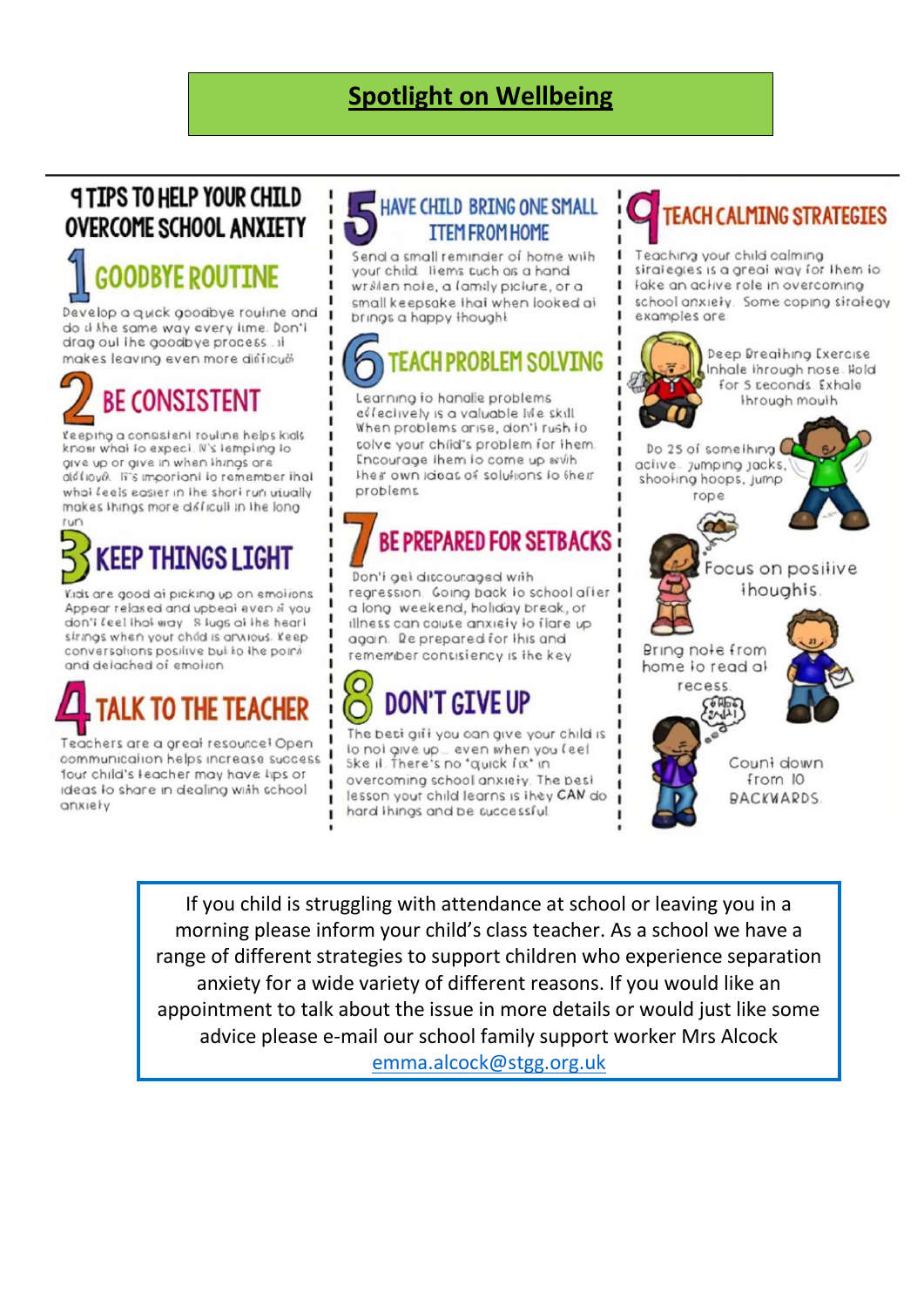## Spotlight on Wellbeing

### 9 TIPS TO HELP YOUR CHILD OVERCOME SCHOOL ANXIETY

**1 GOODBYE ROUTINE**

Develop a quick goodbye routine and do it the same way every time. Don't drag out the goodbye process - it makes leaving even more difficult.

**2 BE CONSISTENT**

Keeping a consistent routine helps kids know what to expect. It's tempting to give up or give in when things are difficult. It's important to remember that what feels easier in the short run usually makes things more difficult in the long run.

**3 KEEP THINGS LIGHT**

Kids are good at picking up on emotions. Appear relaxed and upbeat even if you don't feel that way. It tugs at the heart strings when your child is anxious. Keep conversations positive but to the point and detached of emotion.

**4 TALK TO THE TEACHER**

Teachers are a great resource! Open communication helps increase success. Your child's teacher may have tips or ideas to share in dealing with school anxiety.

**5 HAVE CHILD BRING ONE SMALL ITEM FROM HOME**

Send a small reminder of home with your child. Items such as a hand written note, a family picture, or a small keepsake that when looked at brings a happy thought.

**6 TEACH PROBLEM SOLVING**

Learning to handle problems effectively is a valuable life skill. When problems arise, don't rush to solve your child's problem for them. Encourage them to come up with their own ideas of solutions to their problems.

**7 BE PREPARED FOR SETBACKS**

Don't get discouraged with regression. Going back to school after a long weekend, holiday break, or illness can cause anxiety to flare up again. Be prepared for this and remember consistency is the key.

**8 DON'T GIVE UP**

The best gift you can give your child is to not give up... even when you feel like it. There's no "quick fix" in overcoming school anxiety. The best lesson your child learns is they CAN do hard things and be successful.

**9 TEACH CALMING STRATEGIES**

Teaching your child calming strategies is a great way for them to take an active role in overcoming school anxiety. Some coping strategy examples are:

- Deep Breathing Exercise: Inhale through nose. Hold for 5 seconds. Exhale through mouth.
- Do 25 of something active - jumping jacks, shooting hoops, jump rope
- Focus on positive thoughts.
- Bring note from home to read at recess.
- Count down from 10 BACKWARDS.

If you child is struggling with attendance at school or leaving you in a morning please inform your child's class teacher. As a school we have a range of different strategies to support children who experience separation anxiety for a wide variety of different reasons. If you would like an appointment to talk about the issue in more details or would just like some advice please e-mail our school family support worker Mrs Alcock emma.alcock@stgg.org.uk